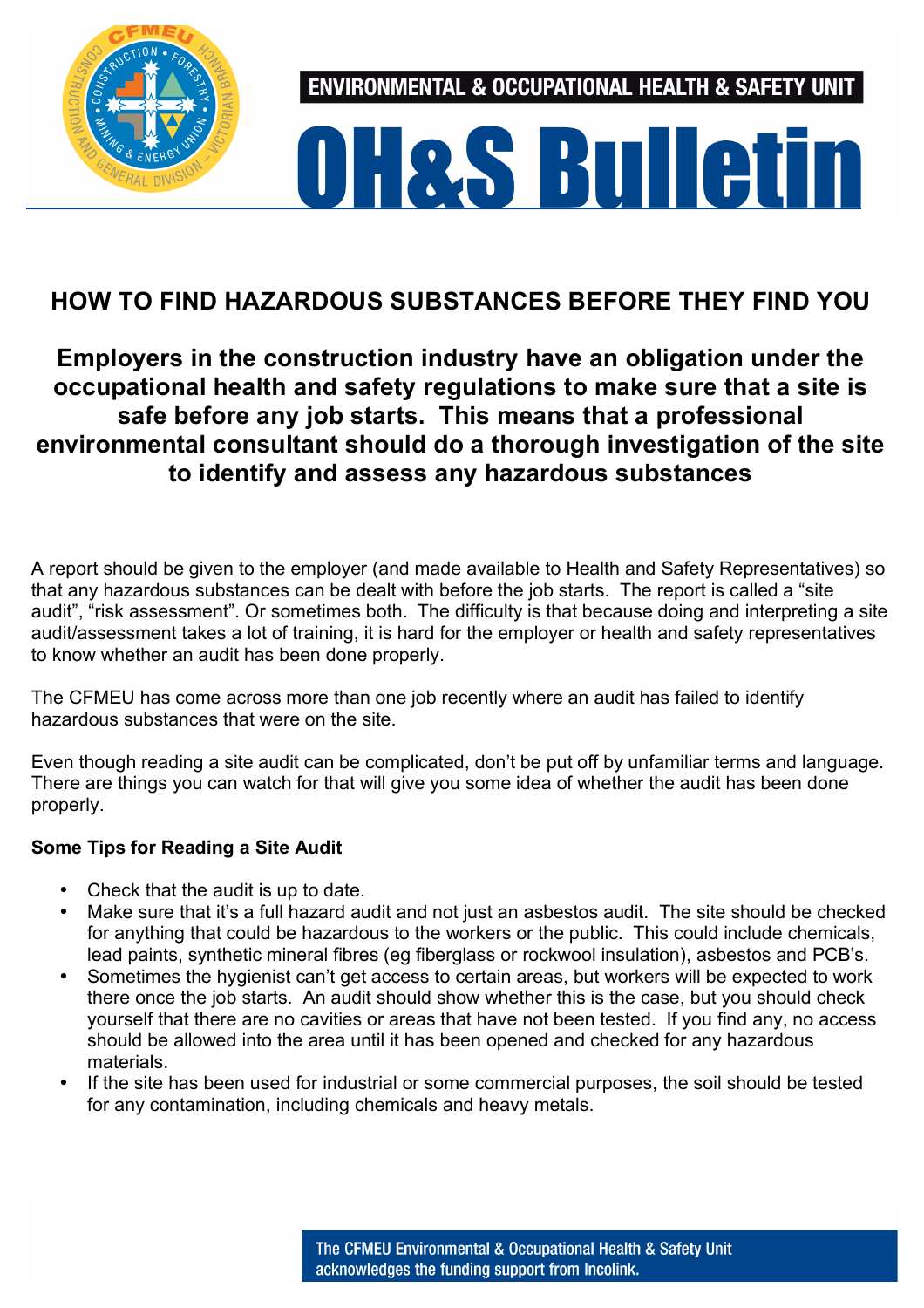ENVIRONMENTAL & OCCUPATIONAL HEALTH & SAFETY UNIT

# OH&S Bulletin

## HOW TO FIND HAZARDOUS SUBSTANCES BEFORE THEY FIND YOU

### Employers in the construction industry have an obligation under the occupational health and safety regulations to make sure that a site is safe before any job starts. This means that a professional environmental consultant should do a thorough investigation of the site to identify and assess any hazardous substances

A report should be given to the employer (and made available to Health and Safety Representatives) so that any hazardous substances can be dealt with before the job starts. The report is called a "site audit", "risk assessment". Or sometimes both. The difficulty is that because doing and interpreting a site audit/assessment takes a lot of training, it is hard for the employer or health and safety representatives to know whether an audit has been done properly.

The CFMEU has come across more than one job recently where an audit has failed to identify hazardous substances that were on the site.

Even though reading a site audit can be complicated, don't be put off by unfamiliar terms and language. There are things you can watch for that will give you some idea of whether the audit has been done properly.

**Some Tips for Reading a Site Audit**

- Check that the audit is up to date.
- Make sure that it's a full hazard audit and not just an asbestos audit. The site should be checked for anything that could be hazardous to the workers or the public. This could include chemicals, lead paints, synthetic mineral fibres (eg fiberglass or rockwool insulation), asbestos and PCB's.
- Sometimes the hygienist can't get access to certain areas, but workers will be expected to work there once the job starts. An audit should show whether this is the case, but you should check yourself that there are no cavities or areas that have not been tested. If you find any, no access should be allowed into the area until it has been opened and checked for any hazardous materials.
- If the site has been used for industrial or some commercial purposes, the soil should be tested for any contamination, including chemicals and heavy metals.

The CFMEU Environmental & Occupational Health & Safety Unit acknowledges the funding support from Incolink.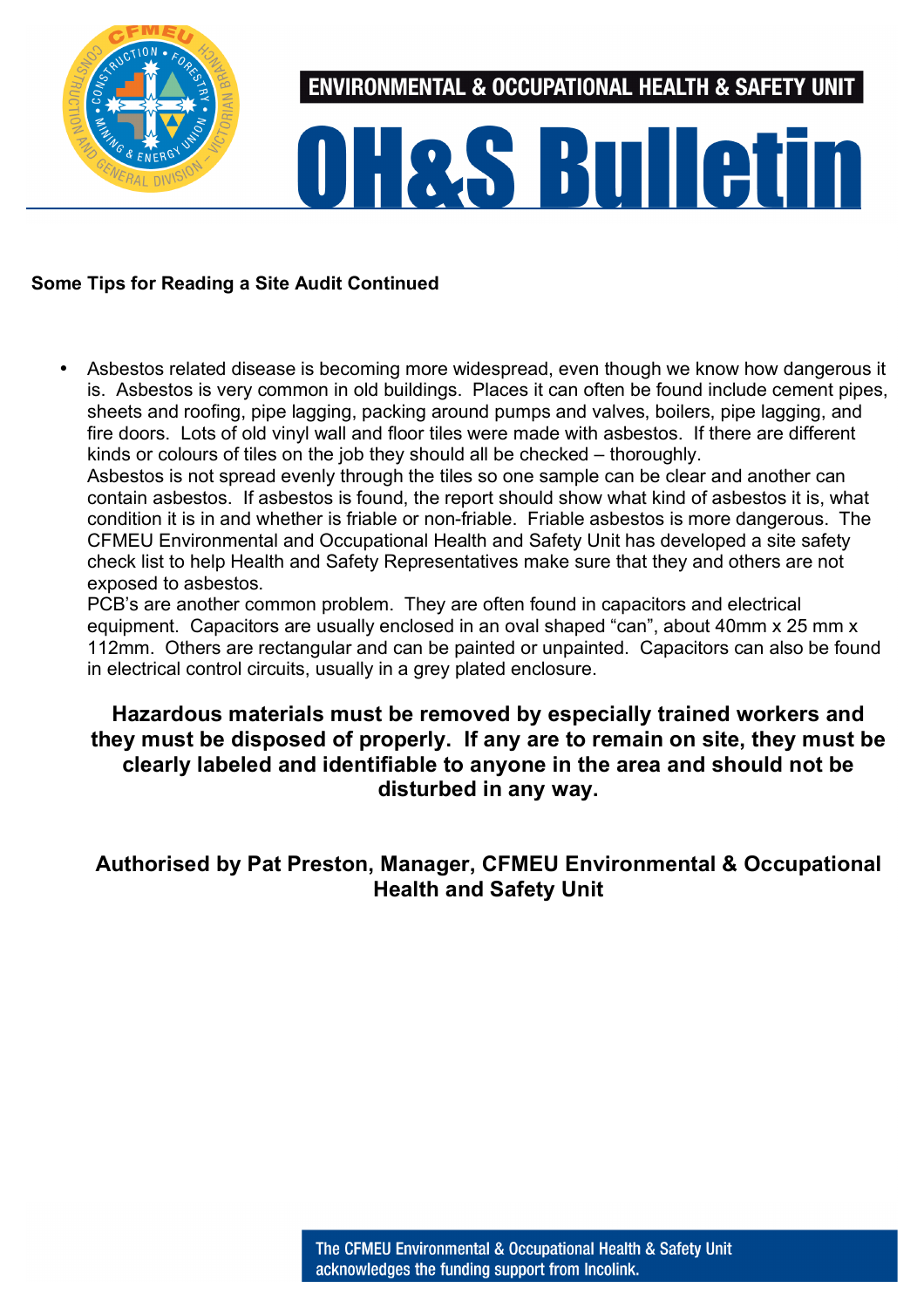**Some Tips for Reading a Site Audit Continued**

- Asbestos related disease is becoming more widespread, even though we know how dangerous it is. Asbestos is very common in old buildings. Places it can often be found include cement pipes, sheets and roofing, pipe lagging, packing around pumps and valves, boilers, pipe lagging, and fire doors. Lots of old vinyl wall and floor tiles were made with asbestos. If there are different kinds or colours of tiles on the job they should all be checked – thoroughly.
  Asbestos is not spread evenly through the tiles so one sample can be clear and another can contain asbestos. If asbestos is found, the report should show what kind of asbestos it is, what condition it is in and whether is friable or non-friable. Friable asbestos is more dangerous. The CFMEU Environmental and Occupational Health and Safety Unit has developed a site safety check list to help Health and Safety Representatives make sure that they and others are not exposed to asbestos.
  PCB's are another common problem. They are often found in capacitors and electrical equipment. Capacitors are usually enclosed in an oval shaped "can", about 40mm x 25 mm x 112mm. Others are rectangular and can be painted or unpainted. Capacitors can also be found in electrical control circuits, usually in a grey plated enclosure.

**Hazardous materials must be removed by especially trained workers and they must be disposed of properly. If any are to remain on site, they must be clearly labeled and identifiable to anyone in the area and should not be disturbed in any way.**

**Authorised by Pat Preston, Manager, CFMEU Environmental & Occupational Health and Safety Unit**

The CFMEU Environmental & Occupational Health & Safety Unit acknowledges the funding support from Incolink.